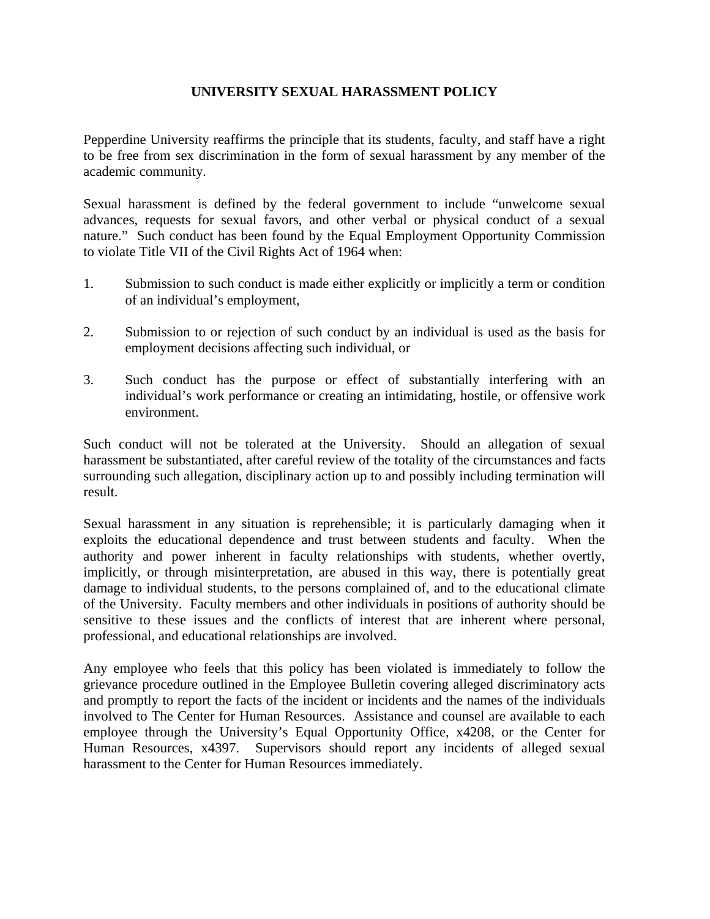# UNIVERSITY SEXUAL HARASSMENT POLICY

Pepperdine University reaffirms the principle that its students, faculty, and staff have a right to be free from sex discrimination in the form of sexual harassment by any member of the academic community.

Sexual harassment is defined by the federal government to include "unwelcome sexual advances, requests for sexual favors, and other verbal or physical conduct of a sexual nature." Such conduct has been found by the Equal Employment Opportunity Commission to violate Title VII of the Civil Rights Act of 1964 when:

1. Submission to such conduct is made either explicitly or implicitly a term or condition of an individual's employment,

2. Submission to or rejection of such conduct by an individual is used as the basis for employment decisions affecting such individual, or

3. Such conduct has the purpose or effect of substantially interfering with an individual's work performance or creating an intimidating, hostile, or offensive work environment.

Such conduct will not be tolerated at the University. Should an allegation of sexual harassment be substantiated, after careful review of the totality of the circumstances and facts surrounding such allegation, disciplinary action up to and possibly including termination will result.

Sexual harassment in any situation is reprehensible; it is particularly damaging when it exploits the educational dependence and trust between students and faculty. When the authority and power inherent in faculty relationships with students, whether overtly, implicitly, or through misinterpretation, are abused in this way, there is potentially great damage to individual students, to the persons complained of, and to the educational climate of the University. Faculty members and other individuals in positions of authority should be sensitive to these issues and the conflicts of interest that are inherent where personal, professional, and educational relationships are involved.

Any employee who feels that this policy has been violated is immediately to follow the grievance procedure outlined in the Employee Bulletin covering alleged discriminatory acts and promptly to report the facts of the incident or incidents and the names of the individuals involved to The Center for Human Resources. Assistance and counsel are available to each employee through the University's Equal Opportunity Office, x4208, or the Center for Human Resources, x4397. Supervisors should report any incidents of alleged sexual harassment to the Center for Human Resources immediately.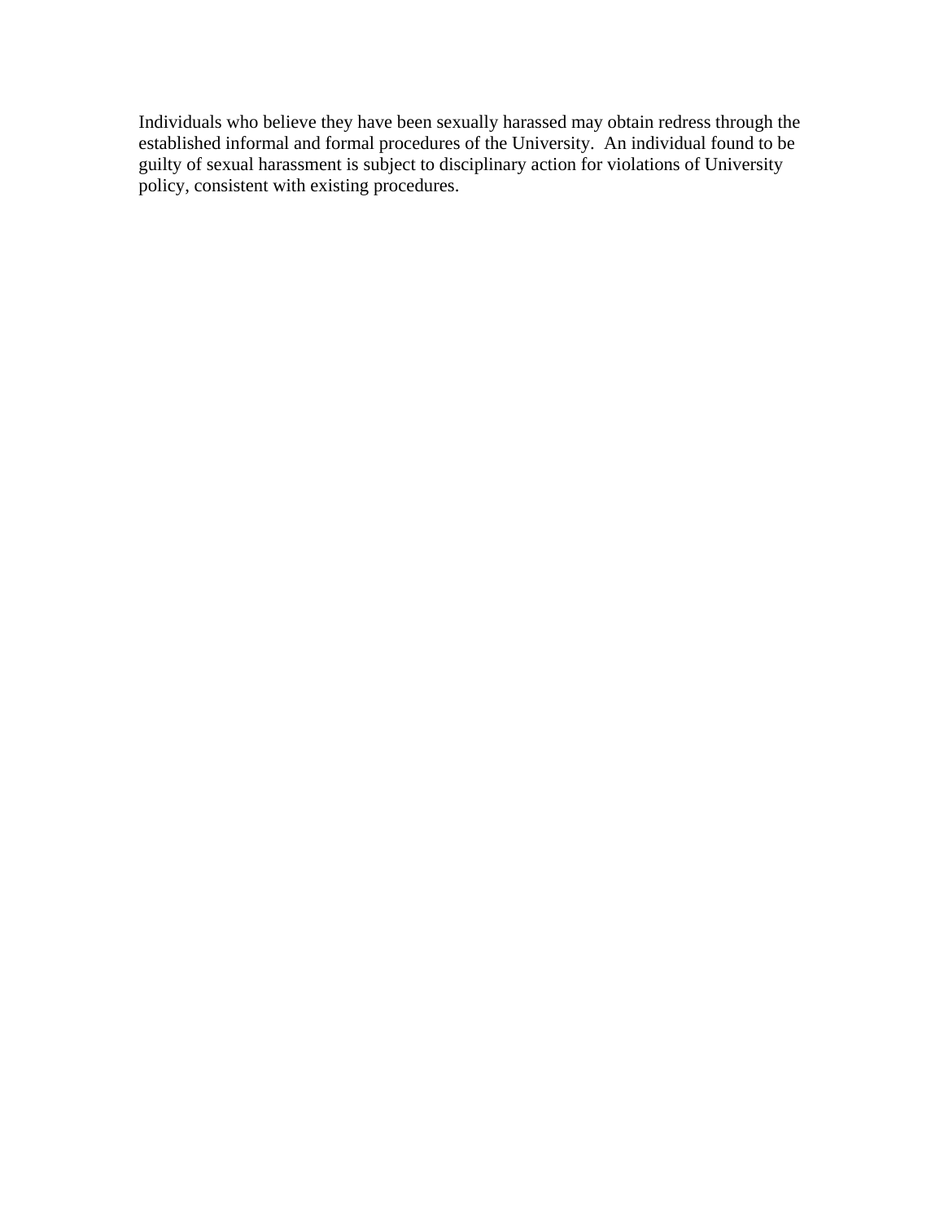Individuals who believe they have been sexually harassed may obtain redress through the established informal and formal procedures of the University. An individual found to be guilty of sexual harassment is subject to disciplinary action for violations of University policy, consistent with existing procedures.